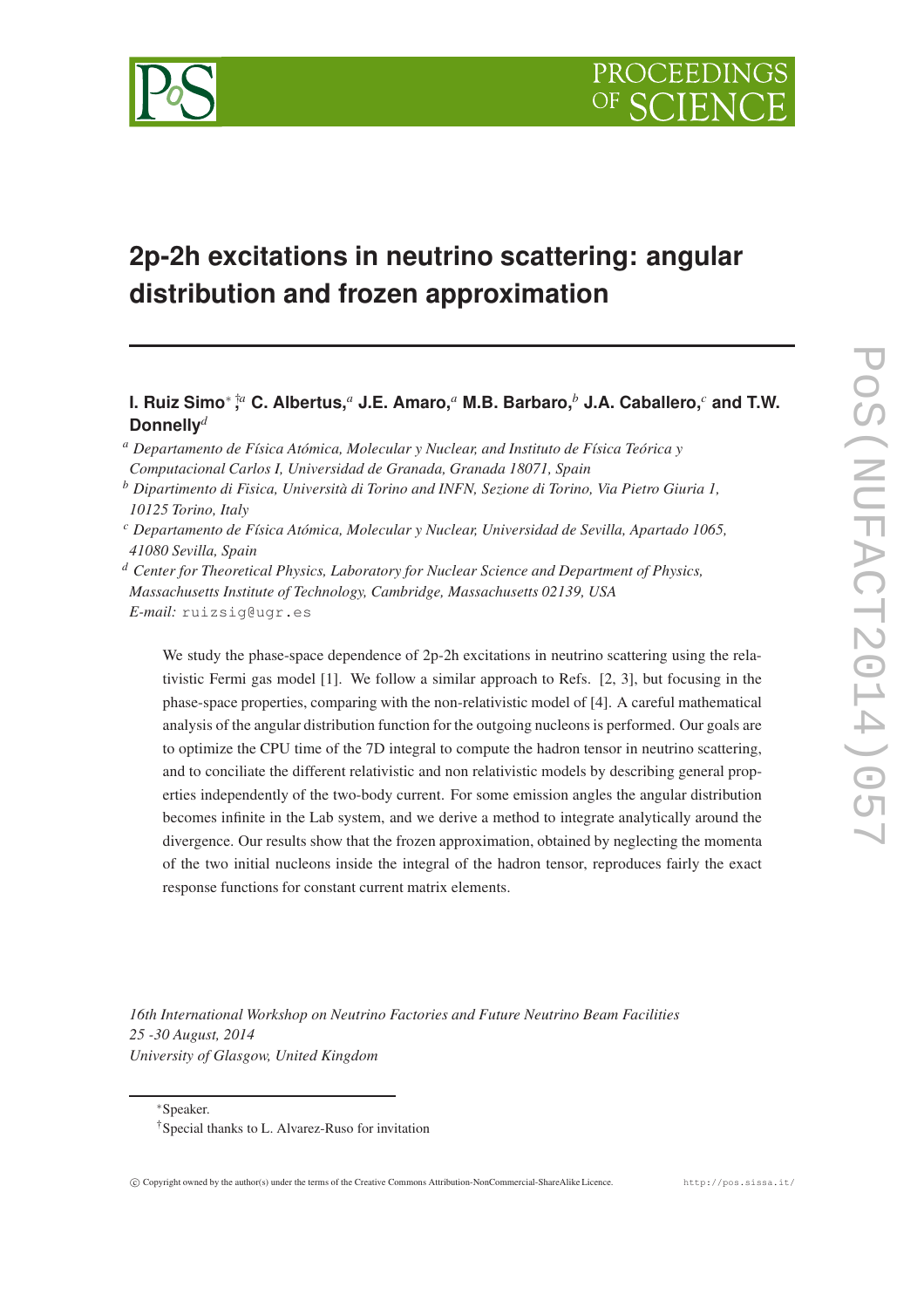# 2p-2h excitations in neutrino scattering: angular distribution and frozen approximation

**I. Ruiz Simo**[*,†,a] **C. Albertus,**[a] **J.E. Amaro,**[a] **M.B. Barbaro,**[b] **J.A. Caballero,**[c] **and T.W. Donnelly**[d]

[a] *Departamento de Física Atómica, Molecular y Nuclear, and Instituto de Física Teórica y Computacional Carlos I, Universidad de Granada, Granada 18071, Spain*

[b] *Dipartimento di Fisica, Università di Torino and INFN, Sezione di Torino, Via Pietro Giuria 1, 10125 Torino, Italy*

[c] *Departamento de Física Atómica, Molecular y Nuclear, Universidad de Sevilla, Apartado 1065, 41080 Sevilla, Spain*

[d] *Center for Theoretical Physics, Laboratory for Nuclear Science and Department of Physics, Massachusetts Institute of Technology, Cambridge, Massachusetts 02139, USA*

*E-mail:* ruizsig@ugr.es

We study the phase-space dependence of 2p-2h excitations in neutrino scattering using the relativistic Fermi gas model [1]. We follow a similar approach to Refs. [2, 3], but focusing in the phase-space properties, comparing with the non-relativistic model of [4]. A careful mathematical analysis of the angular distribution function for the outgoing nucleons is performed. Our goals are to optimize the CPU time of the 7D integral to compute the hadron tensor in neutrino scattering, and to conciliate the different relativistic and non relativistic models by describing general properties independently of the two-body current. For some emission angles the angular distribution becomes infinite in the Lab system, and we derive a method to integrate analytically around the divergence. Our results show that the frozen approximation, obtained by neglecting the momenta of the two initial nucleons inside the integral of the hadron tensor, reproduces fairly the exact response functions for constant current matrix elements.

*16th International Workshop on Neutrino Factories and Future Neutrino Beam Facilities*
*25 -30 August, 2014*
*University of Glasgow, United Kingdom*

---

*Speaker.

†Special thanks to L. Alvarez-Ruso for invitation

© Copyright owned by the author(s) under the terms of the Creative Commons Attribution-NonCommercial-ShareAlike Licence. http://pos.sissa.it/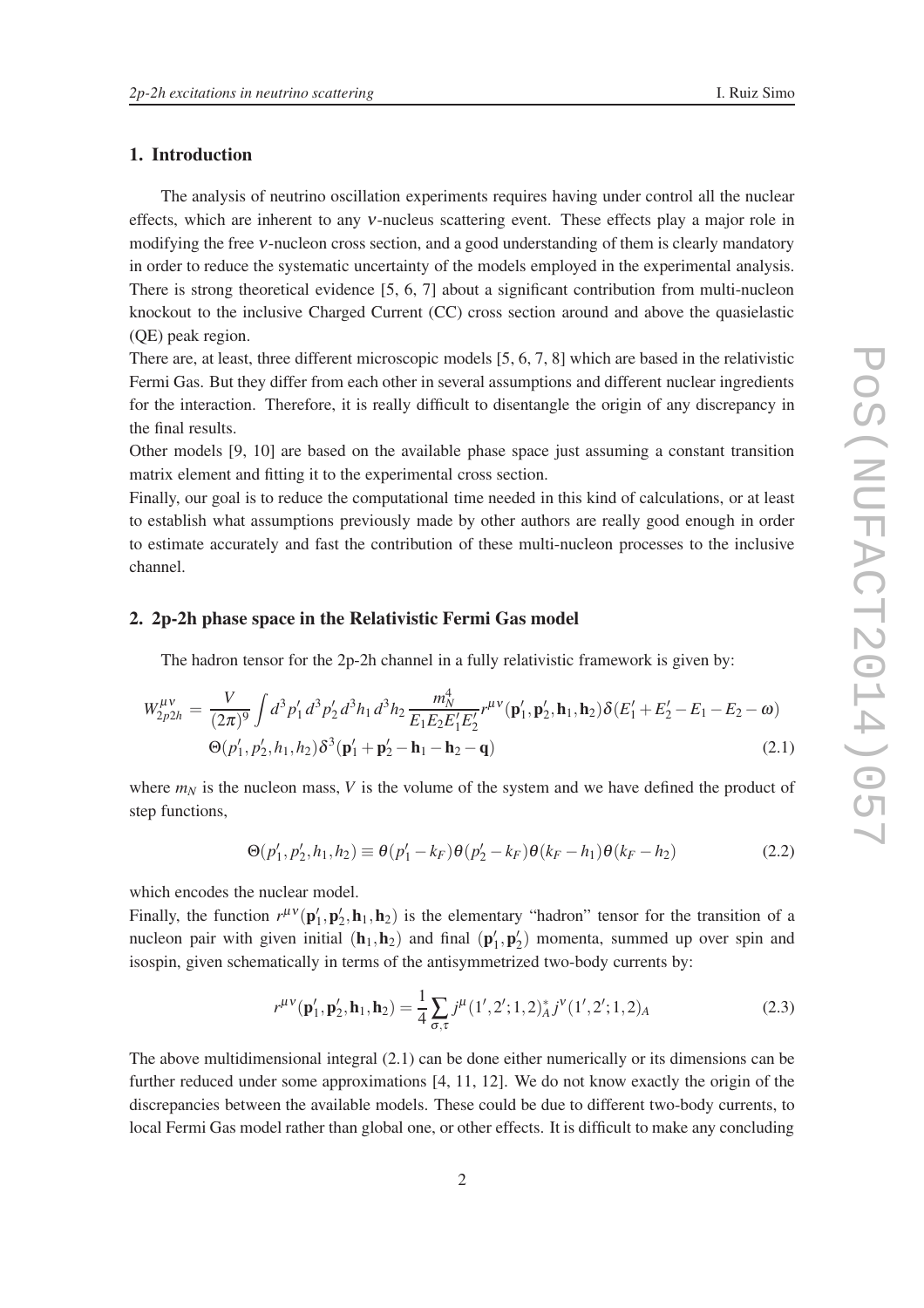## 1. Introduction

The analysis of neutrino oscillation experiments requires having under control all the nuclear effects, which are inherent to any $\nu$-nucleus scattering event. These effects play a major role in modifying the free $\nu$-nucleon cross section, and a good understanding of them is clearly mandatory in order to reduce the systematic uncertainty of the models employed in the experimental analysis. There is strong theoretical evidence [5, 6, 7] about a significant contribution from multi-nucleon knockout to the inclusive Charged Current (CC) cross section around and above the quasielastic (QE) peak region.

There are, at least, three different microscopic models [5, 6, 7, 8] which are based in the relativistic Fermi Gas. But they differ from each other in several assumptions and different nuclear ingredients for the interaction. Therefore, it is really difficult to disentangle the origin of any discrepancy in the final results.

Other models [9, 10] are based on the available phase space just assuming a constant transition matrix element and fitting it to the experimental cross section.

Finally, our goal is to reduce the computational time needed in this kind of calculations, or at least to establish what assumptions previously made by other authors are really good enough in order to estimate accurately and fast the contribution of these multi-nucleon processes to the inclusive channel.

## 2. 2p-2h phase space in the Relativistic Fermi Gas model

The hadron tensor for the 2p-2h channel in a fully relativistic framework is given by:

$$
\begin{aligned}
W^{\mu\nu}_{2p2h} = \; & \frac{V}{(2\pi)^9}\int d^3p'_1\, d^3p'_2\, d^3h_1\, d^3h_2\, \frac{m_N^4}{E_1E_2E'_1E'_2} r^{\mu\nu}(\mathbf{p}'_1,\mathbf{p}'_2,\mathbf{h}_1,\mathbf{h}_2)\delta(E'_1+E'_2-E_1-E_2-\omega) \\
& \Theta(p'_1,p'_2,h_1,h_2)\delta^3(\mathbf{p}'_1+\mathbf{p}'_2-\mathbf{h}_1-\mathbf{h}_2-\mathbf{q})
\end{aligned}
\tag{2.1}
$$

where $m_N$ is the nucleon mass, $V$ is the volume of the system and we have defined the product of step functions,

$$
\Theta(p'_1,p'_2,h_1,h_2) \equiv \theta(p'_1-k_F)\theta(p'_2-k_F)\theta(k_F-h_1)\theta(k_F-h_2) \tag{2.2}
$$

which encodes the nuclear model.

Finally, the function $r^{\mu\nu}(\mathbf{p}'_1,\mathbf{p}'_2,\mathbf{h}_1,\mathbf{h}_2)$ is the elementary "hadron" tensor for the transition of a nucleon pair with given initial $(\mathbf{h}_1,\mathbf{h}_2)$ and final $(\mathbf{p}'_1,\mathbf{p}'_2)$ momenta, summed up over spin and isospin, given schematically in terms of the antisymmetrized two-body currents by:

$$
r^{\mu\nu}(\mathbf{p}'_1,\mathbf{p}'_2,\mathbf{h}_1,\mathbf{h}_2) = \frac{1}{4}\sum_{\sigma,\tau} j^{\mu}(1',2';1,2)^*_A\, j^{\nu}(1',2';1,2)_A \tag{2.3}
$$

The above multidimensional integral (2.1) can be done either numerically or its dimensions can be further reduced under some approximations [4, 11, 12]. We do not know exactly the origin of the discrepancies between the available models. These could be due to different two-body currents, to local Fermi Gas model rather than global one, or other effects. It is difficult to make any concluding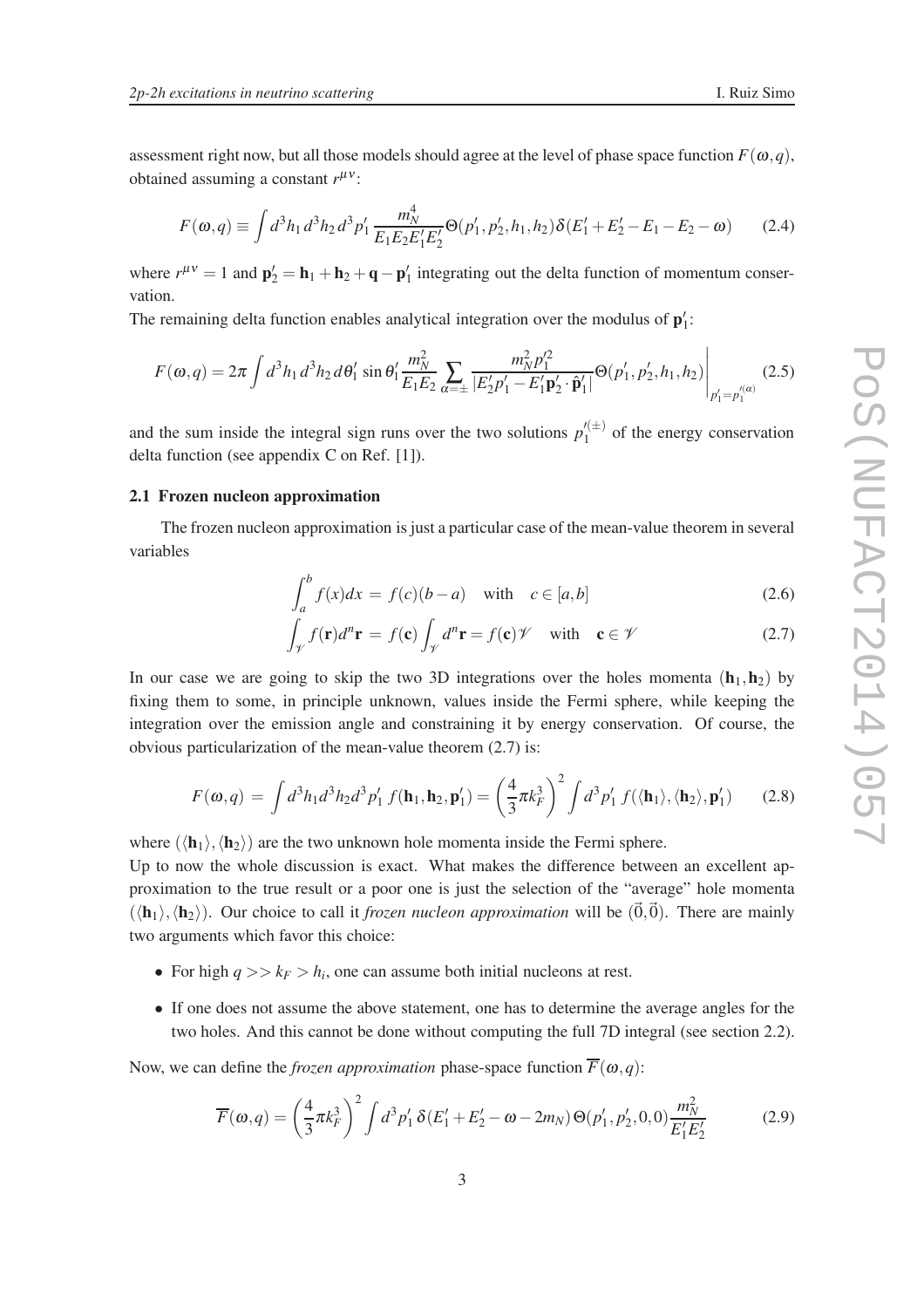assessment right now, but all those models should agree at the level of phase space function $F(\omega,q)$, obtained assuming a constant $r^{\mu\nu}$:

$$F(\omega,q) \equiv \int d^3h_1\, d^3h_2\, d^3p'_1\, \frac{m_N^4}{E_1E_2E'_1E'_2}\Theta(p'_1,p'_2,h_1,h_2)\delta(E'_1+E'_2-E_1-E_2-\omega) \tag{2.4}$$

where $r^{\mu\nu}=1$ and $\mathbf{p}'_2=\mathbf{h}_1+\mathbf{h}_2+\mathbf{q}-\mathbf{p}'_1$ integrating out the delta function of momentum conservation.

The remaining delta function enables analytical integration over the modulus of $\mathbf{p}'_1$:

$$F(\omega,q) = 2\pi \int d^3h_1\, d^3h_2\, d\theta'_1 \,\sin\theta'_1 \frac{m_N^2}{E_1E_2}\sum_{\alpha=\pm}\frac{m_N^2 p'^2_1}{|E'_2p'_1-E'_1\mathbf{p}'_2\cdot\hat{\mathbf{p}}'_1|}\Theta(p'_1,p'_2,h_1,h_2)\Bigg|_{p'_1=p'^{(\alpha)}_1} \tag{2.5}$$

and the sum inside the integral sign runs over the two solutions $p'^{(\pm)}_1$ of the energy conservation delta function (see appendix C on Ref. [1]).

### 2.1 Frozen nucleon approximation

The frozen nucleon approximation is just a particular case of the mean-value theorem in several variables

$$\int_a^b f(x)dx \;=\; f(c)(b-a) \quad \text{with} \quad c\in[a,b] \tag{2.6}$$

$$\int_{\mathscr{V}} f(\mathbf{r})d^n\mathbf{r} \;=\; f(\mathbf{c})\int_{\mathscr{V}} d^n\mathbf{r} = f(\mathbf{c})\mathscr{V} \quad \text{with} \quad \mathbf{c}\in\mathscr{V} \tag{2.7}$$

In our case we are going to skip the two 3D integrations over the holes momenta $(\mathbf{h}_1,\mathbf{h}_2)$ by fixing them to some, in principle unknown, values inside the Fermi sphere, while keeping the integration over the emission angle and constraining it by energy conservation. Of course, the obvious particularization of the mean-value theorem (2.7) is:

$$F(\omega,q) \;=\; \int d^3h_1 d^3h_2 d^3p'_1\; f(\mathbf{h}_1,\mathbf{h}_2,\mathbf{p}'_1) = \left(\frac{4}{3}\pi k_F^3\right)^2 \int d^3p'_1\; f(\langle\mathbf{h}_1\rangle,\langle\mathbf{h}_2\rangle,\mathbf{p}'_1) \tag{2.8}$$

where $(\langle\mathbf{h}_1\rangle,\langle\mathbf{h}_2\rangle)$ are the two unknown hole momenta inside the Fermi sphere.

Up to now the whole discussion is exact. What makes the difference between an excellent approximation to the true result or a poor one is just the selection of the "average" hole momenta $(\langle\mathbf{h}_1\rangle,\langle\mathbf{h}_2\rangle)$. Our choice to call it *frozen nucleon approximation* will be $(\vec{0},\vec{0})$. There are mainly two arguments which favor this choice:

- For high $q >> k_F > h_i$, one can assume both initial nucleons at rest.
- If one does not assume the above statement, one has to determine the average angles for the two holes. And this cannot be done without computing the full 7D integral (see section 2.2).

Now, we can define the *frozen approximation* phase-space function $\overline{F}(\omega,q)$:

$$\overline{F}(\omega,q) = \left(\frac{4}{3}\pi k_F^3\right)^2 \int d^3p'_1\, \delta(E'_1+E'_2-\omega-2m_N)\,\Theta(p'_1,p'_2,0,0)\frac{m_N^2}{E'_1E'_2} \tag{2.9}$$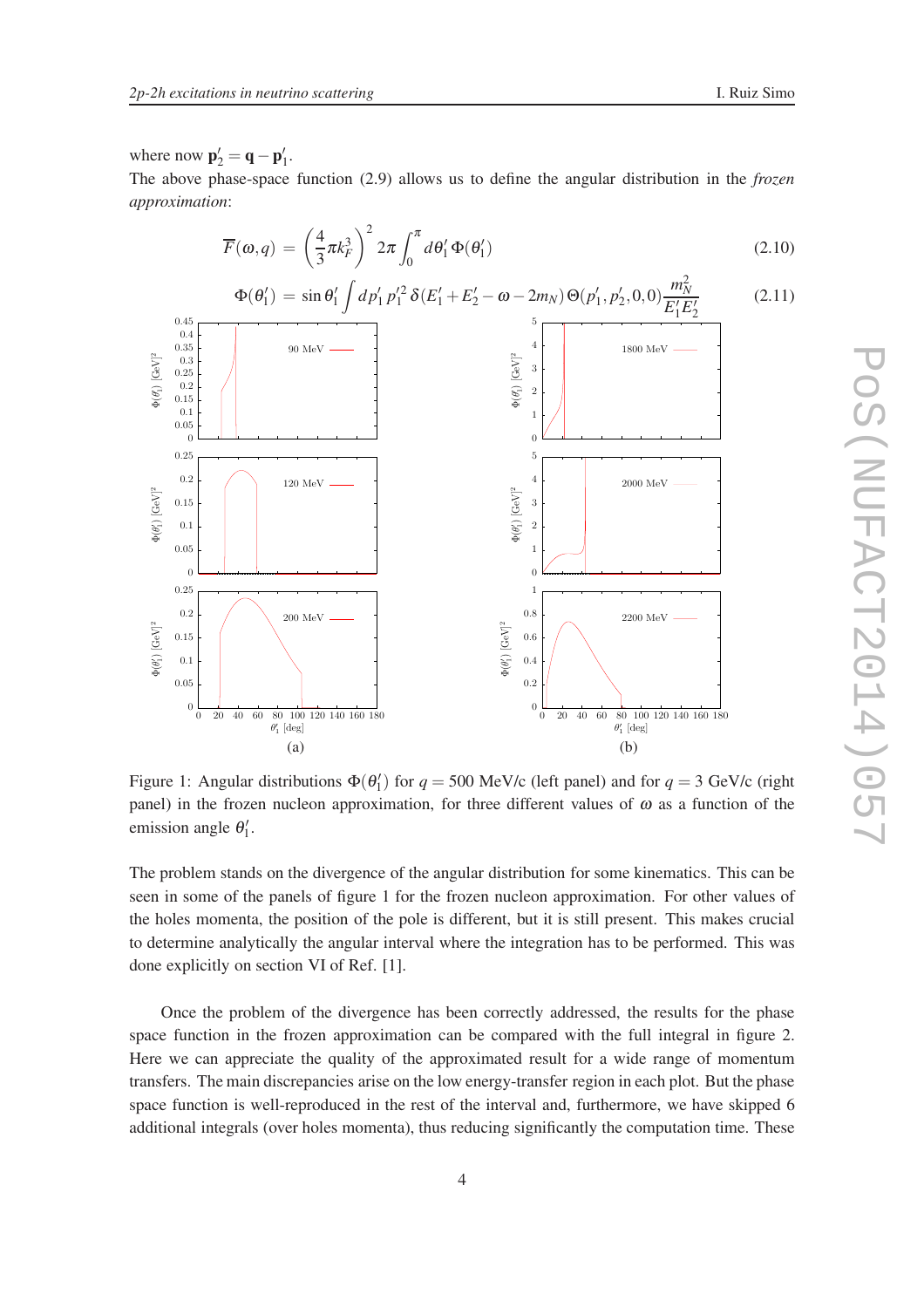where now $\mathbf{p}'_2 = \mathbf{q} - \mathbf{p}'_1$.

The above phase-space function (2.9) allows us to define the angular distribution in the *frozen approximation*:

$$\overline{F}(\omega,q) = \left(\frac{4}{3}\pi k_F^3\right)^2 2\pi \int_0^\pi d\theta'_1\, \Phi(\theta'_1) \tag{2.10}$$

$$\Phi(\theta'_1) = \sin\theta'_1 \int dp'_1\, p'^2_1\, \delta(E'_1 + E'_2 - \omega - 2m_N)\, \Theta(p'_1, p'_2, 0, 0) \frac{m_N^2}{E'_1 E'_2} \tag{2.11}$$

Figure 1: Angular distributions $\Phi(\theta'_1)$ for $q = 500$ MeV/c (left panel) and for $q = 3$ GeV/c (right panel) in the frozen nucleon approximation, for three different values of $\omega$ as a function of the emission angle $\theta'_1$.

The problem stands on the divergence of the angular distribution for some kinematics. This can be seen in some of the panels of figure 1 for the frozen nucleon approximation. For other values of the holes momenta, the position of the pole is different, but it is still present. This makes crucial to determine analytically the angular interval where the integration has to be performed. This was done explicitly on section VI of Ref. [1].

Once the problem of the divergence has been correctly addressed, the results for the phase space function in the frozen approximation can be compared with the full integral in figure 2. Here we can appreciate the quality of the approximated result for a wide range of momentum transfers. The main discrepancies arise on the low energy-transfer region in each plot. But the phase space function is well-reproduced in the rest of the interval and, furthermore, we have skipped 6 additional integrals (over holes momenta), thus reducing significantly the computation time. These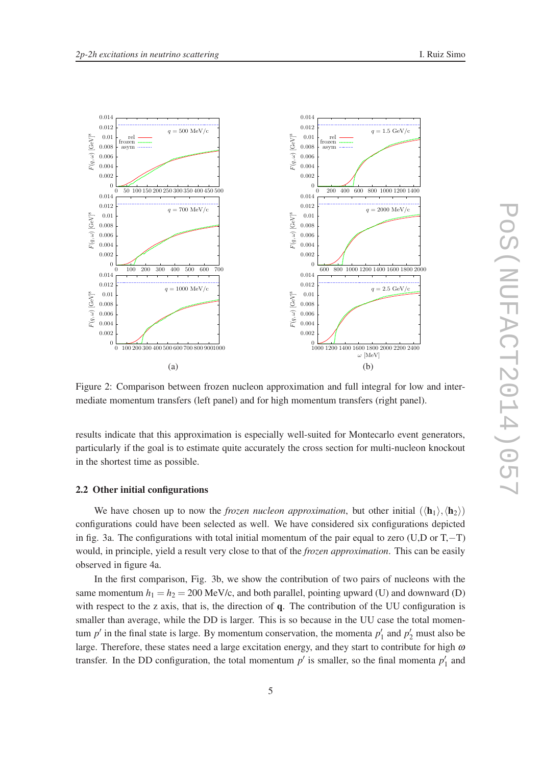Figure 2: Comparison between frozen nucleon approximation and full integral for low and intermediate momentum transfers (left panel) and for high momentum transfers (right panel).

results indicate that this approximation is especially well-suited for Montecarlo event generators, particularly if the goal is to estimate quite accurately the cross section for multi-nucleon knockout in the shortest time as possible.

### 2.2 Other initial configurations

We have chosen up to now the *frozen nucleon approximation*, but other initial $(\langle \mathbf{h}_1 \rangle, \langle \mathbf{h}_2 \rangle)$ configurations could have been selected as well. We have considered six configurations depicted in fig. 3a. The configurations with total initial momentum of the pair equal to zero (U,D or T,−T) would, in principle, yield a result very close to that of the *frozen approximation*. This can be easily observed in figure 4a.

In the first comparison, Fig. 3b, we show the contribution of two pairs of nucleons with the same momentum $h_1 = h_2 = 200$ MeV/c, and both parallel, pointing upward (U) and downward (D) with respect to the z axis, that is, the direction of $\mathbf{q}$. The contribution of the UU configuration is smaller than average, while the DD is larger. This is so because in the UU case the total momentum $p'$ in the final state is large. By momentum conservation, the momenta $p'_1$ and $p'_2$ must also be large. Therefore, these states need a large excitation energy, and they start to contribute for high $\omega$ transfer. In the DD configuration, the total momentum $p'$ is smaller, so the final momenta $p'_1$ and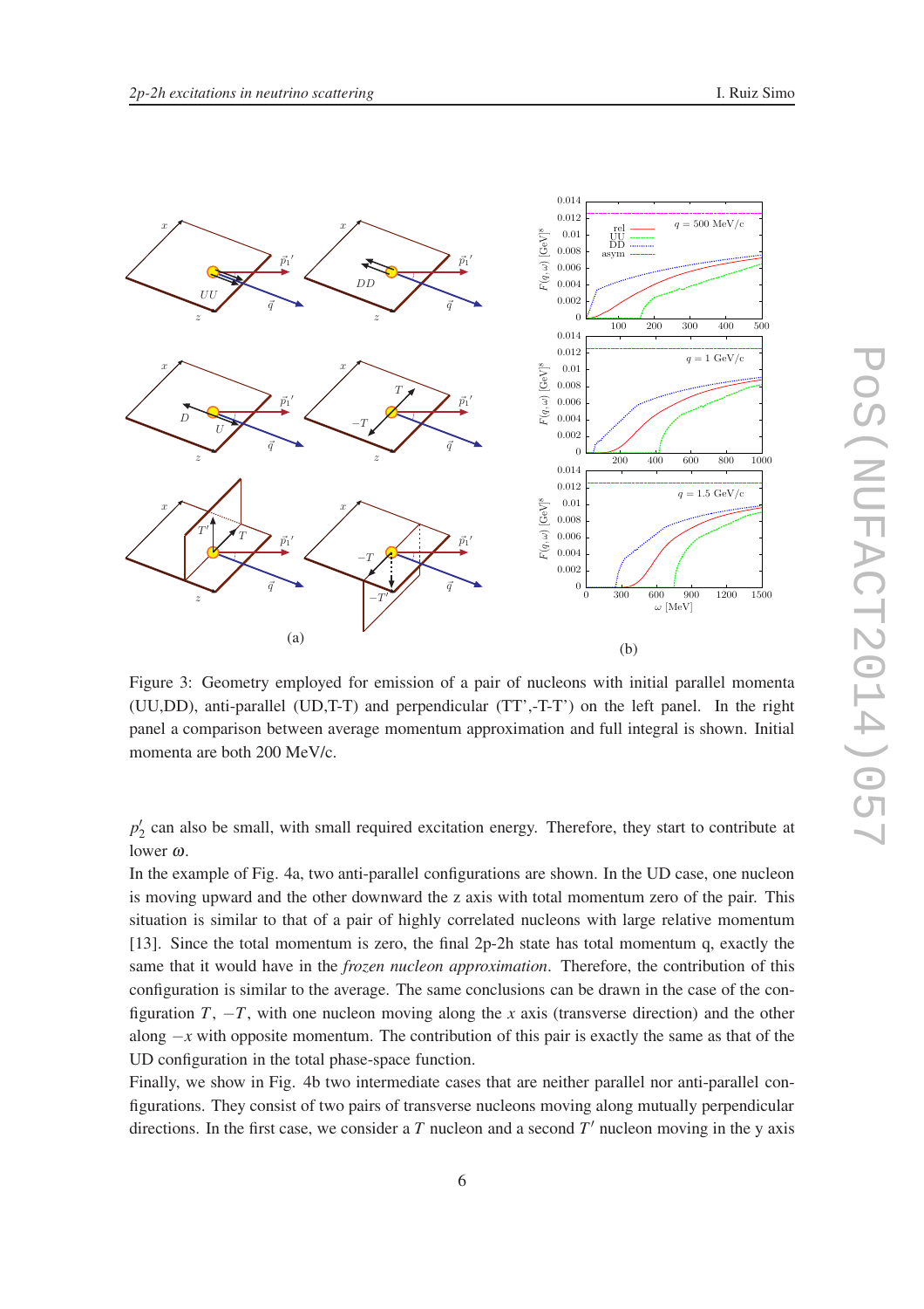Figure 3: Geometry employed for emission of a pair of nucleons with initial parallel momenta (UU,DD), anti-parallel (UD,T-T) and perpendicular (TT',-T-T') on the left panel. In the right panel a comparison between average momentum approximation and full integral is shown. Initial momenta are both 200 MeV/c.

$p_2'$ can also be small, with small required excitation energy. Therefore, they start to contribute at lower $\omega$.

In the example of Fig. 4a, two anti-parallel configurations are shown. In the UD case, one nucleon is moving upward and the other downward the z axis with total momentum zero of the pair. This situation is similar to that of a pair of highly correlated nucleons with large relative momentum [13]. Since the total momentum is zero, the final 2p-2h state has total momentum q, exactly the same that it would have in the *frozen nucleon approximation*. Therefore, the contribution of this configuration is similar to the average. The same conclusions can be drawn in the case of the configuration $T$, $-T$, with one nucleon moving along the $x$ axis (transverse direction) and the other along $-x$ with opposite momentum. The contribution of this pair is exactly the same as that of the UD configuration in the total phase-space function.

Finally, we show in Fig. 4b two intermediate cases that are neither parallel nor anti-parallel configurations. They consist of two pairs of transverse nucleons moving along mutually perpendicular directions. In the first case, we consider a $T$ nucleon and a second $T'$ nucleon moving in the y axis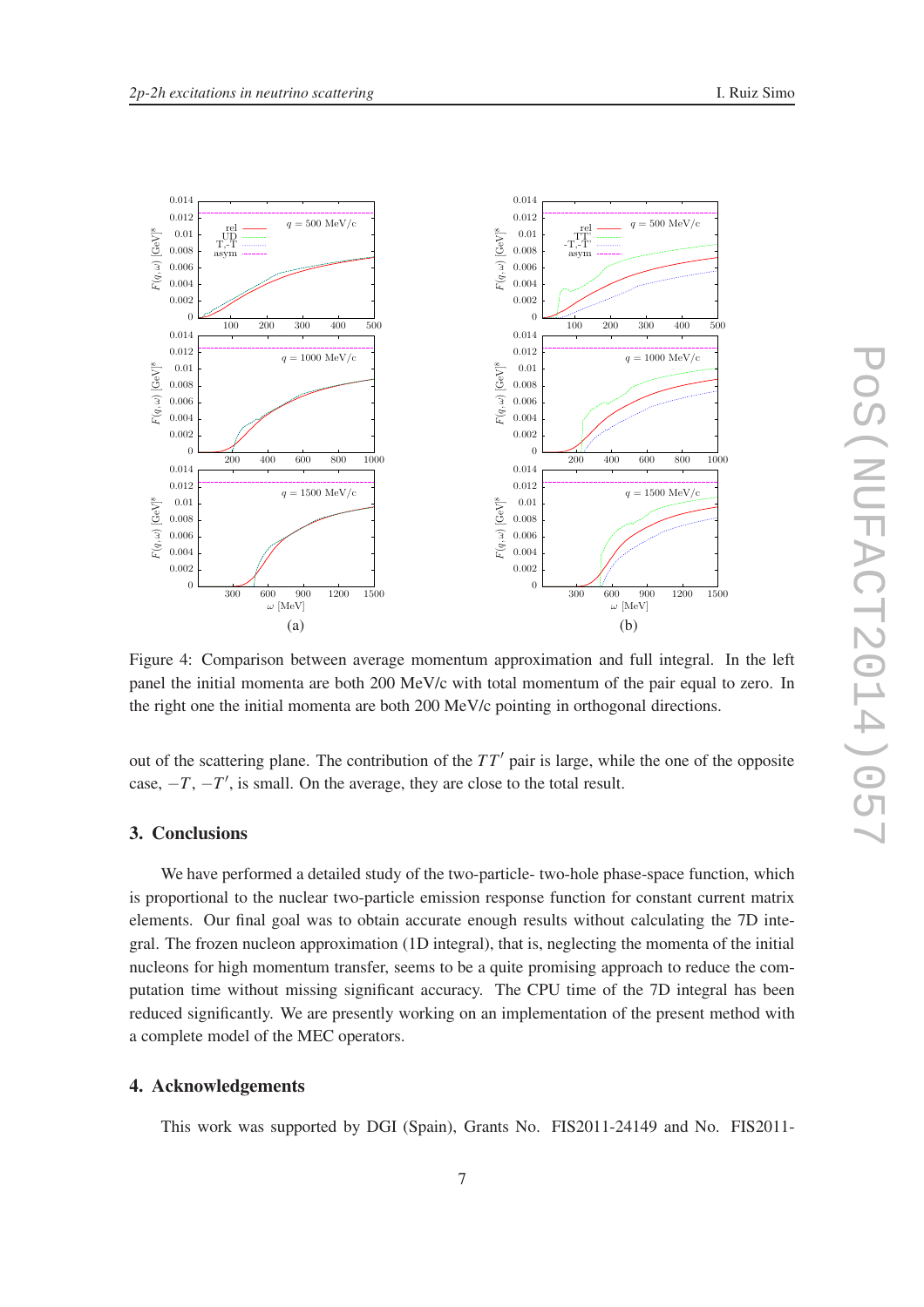Figure 4: Comparison between average momentum approximation and full integral. In the left panel the initial momenta are both 200 MeV/c with total momentum of the pair equal to zero. In the right one the initial momenta are both 200 MeV/c pointing in orthogonal directions.

out of the scattering plane. The contribution of the $TT'$ pair is large, while the one of the opposite case, $-T$, $-T'$, is small. On the average, they are close to the total result.

## 3. Conclusions

We have performed a detailed study of the two-particle- two-hole phase-space function, which is proportional to the nuclear two-particle emission response function for constant current matrix elements. Our final goal was to obtain accurate enough results without calculating the 7D integral. The frozen nucleon approximation (1D integral), that is, neglecting the momenta of the initial nucleons for high momentum transfer, seems to be a quite promising approach to reduce the computation time without missing significant accuracy. The CPU time of the 7D integral has been reduced significantly. We are presently working on an implementation of the present method with a complete model of the MEC operators.

## 4. Acknowledgements

This work was supported by DGI (Spain), Grants No. FIS2011-24149 and No. FIS2011-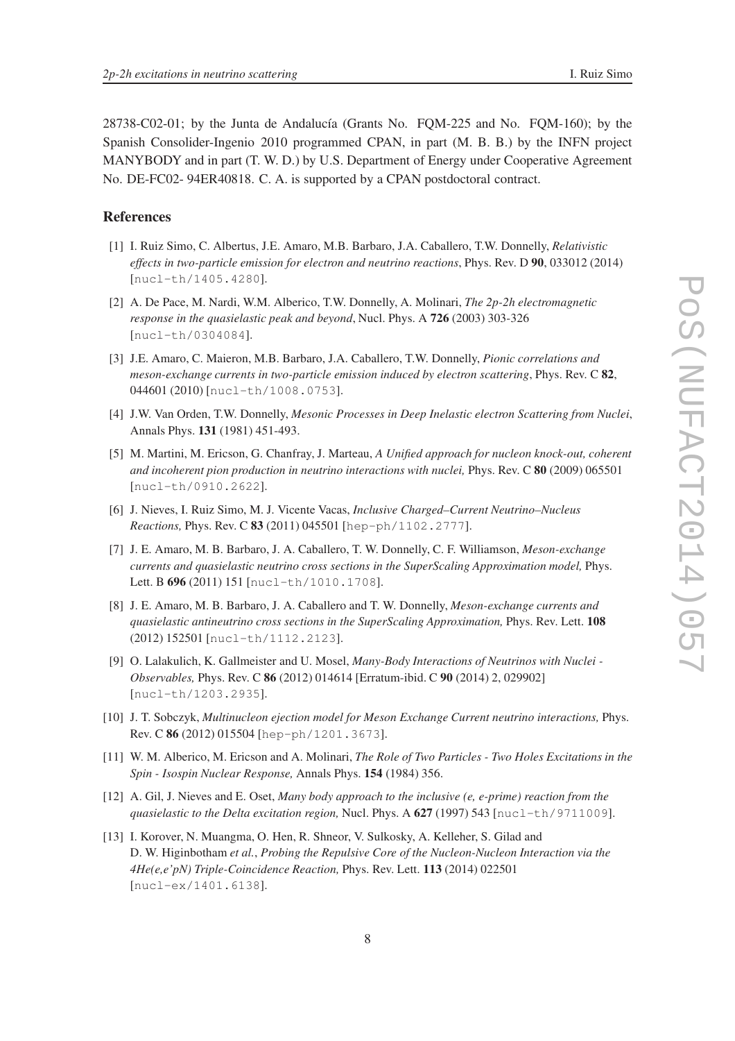28738-C02-01; by the Junta de Andalucía (Grants No. FQM-225 and No. FQM-160); by the Spanish Consolider-Ingenio 2010 programmed CPAN, in part (M. B. B.) by the INFN project MANYBODY and in part (T. W. D.) by U.S. Department of Energy under Cooperative Agreement No. DE-FC02- 94ER40818. C. A. is supported by a CPAN postdoctoral contract.

## References

[1] I. Ruiz Simo, C. Albertus, J.E. Amaro, M.B. Barbaro, J.A. Caballero, T.W. Donnelly, *Relativistic effects in two-particle emission for electron and neutrino reactions*, Phys. Rev. D **90**, 033012 (2014) [nucl-th/1405.4280].

[2] A. De Pace, M. Nardi, W.M. Alberico, T.W. Donnelly, A. Molinari, *The 2p-2h electromagnetic response in the quasielastic peak and beyond*, Nucl. Phys. A **726** (2003) 303-326 [nucl-th/0304084].

[3] J.E. Amaro, C. Maieron, M.B. Barbaro, J.A. Caballero, T.W. Donnelly, *Pionic correlations and meson-exchange currents in two-particle emission induced by electron scattering*, Phys. Rev. C **82**, 044601 (2010) [nucl-th/1008.0753].

[4] J.W. Van Orden, T.W. Donnelly, *Mesonic Processes in Deep Inelastic electron Scattering from Nuclei*, Annals Phys. **131** (1981) 451-493.

[5] M. Martini, M. Ericson, G. Chanfray, J. Marteau, *A Unified approach for nucleon knock-out, coherent and incoherent pion production in neutrino interactions with nuclei,* Phys. Rev. C **80** (2009) 065501 [nucl-th/0910.2622].

[6] J. Nieves, I. Ruiz Simo, M. J. Vicente Vacas, *Inclusive Charged–Current Neutrino–Nucleus Reactions,* Phys. Rev. C **83** (2011) 045501 [hep-ph/1102.2777].

[7] J. E. Amaro, M. B. Barbaro, J. A. Caballero, T. W. Donnelly, C. F. Williamson, *Meson-exchange currents and quasielastic neutrino cross sections in the SuperScaling Approximation model,* Phys. Lett. B **696** (2011) 151 [nucl-th/1010.1708].

[8] J. E. Amaro, M. B. Barbaro, J. A. Caballero and T. W. Donnelly, *Meson-exchange currents and quasielastic antineutrino cross sections in the SuperScaling Approximation,* Phys. Rev. Lett. **108** (2012) 152501 [nucl-th/1112.2123].

[9] O. Lalakulich, K. Gallmeister and U. Mosel, *Many-Body Interactions of Neutrinos with Nuclei - Observables,* Phys. Rev. C **86** (2012) 014614 [Erratum-ibid. C **90** (2014) 2, 029902] [nucl-th/1203.2935].

[10] J. T. Sobczyk, *Multinucleon ejection model for Meson Exchange Current neutrino interactions,* Phys. Rev. C **86** (2012) 015504 [hep-ph/1201.3673].

[11] W. M. Alberico, M. Ericson and A. Molinari, *The Role of Two Particles - Two Holes Excitations in the Spin - Isospin Nuclear Response,* Annals Phys. **154** (1984) 356.

[12] A. Gil, J. Nieves and E. Oset, *Many body approach to the inclusive (e, e-prime) reaction from the quasielastic to the Delta excitation region,* Nucl. Phys. A **627** (1997) 543 [nucl-th/9711009].

[13] I. Korover, N. Muangma, O. Hen, R. Shneor, V. Sulkosky, A. Kelleher, S. Gilad and D. W. Higinbotham *et al.*, *Probing the Repulsive Core of the Nucleon-Nucleon Interaction via the 4He(e,e'pN) Triple-Coincidence Reaction,* Phys. Rev. Lett. **113** (2014) 022501 [nucl-ex/1401.6138].